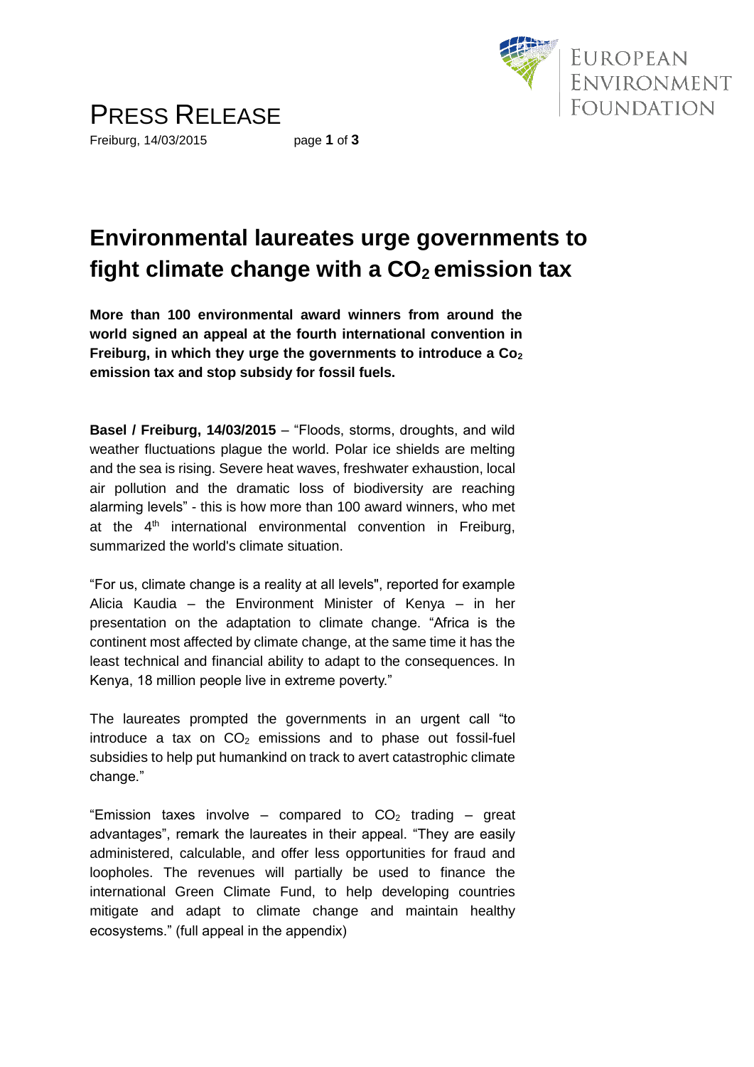EUROPEAN ENVIRONMENT FOUNDATION

# PRESS RELEASE

Freiburg, 14/03/2015

## Environmental laureates urge governments to fight climate change with a $CO_2$ emission tax

**More than 100 environmental award winners from around the world signed an appeal at the fourth international convention in Freiburg, in which they urge the governments to introduce a $Co_2$ emission tax and stop subsidy for fossil fuels.**

**Basel / Freiburg, 14/03/2015** – "Floods, storms, droughts, and wild weather fluctuations plague the world. Polar ice shields are melting and the sea is rising. Severe heat waves, freshwater exhaustion, local air pollution and the dramatic loss of biodiversity are reaching alarming levels" - this is how more than 100 award winners, who met at the 4th international environmental convention in Freiburg, summarized the world's climate situation.

"For us, climate change is a reality at all levels", reported for example Alicia Kaudia – the Environment Minister of Kenya – in her presentation on the adaptation to climate change. "Africa is the continent most affected by climate change, at the same time it has the least technical and financial ability to adapt to the consequences. In Kenya, 18 million people live in extreme poverty."

The laureates prompted the governments in an urgent call "to introduce a tax on $CO_2$ emissions and to phase out fossil-fuel subsidies to help put humankind on track to avert catastrophic climate change."

"Emission taxes involve – compared to $CO_2$ trading – great advantages", remark the laureates in their appeal. "They are easily administered, calculable, and offer less opportunities for fraud and loopholes. The revenues will partially be used to finance the international Green Climate Fund, to help developing countries mitigate and adapt to climate change and maintain healthy ecosystems." (full appeal in the appendix)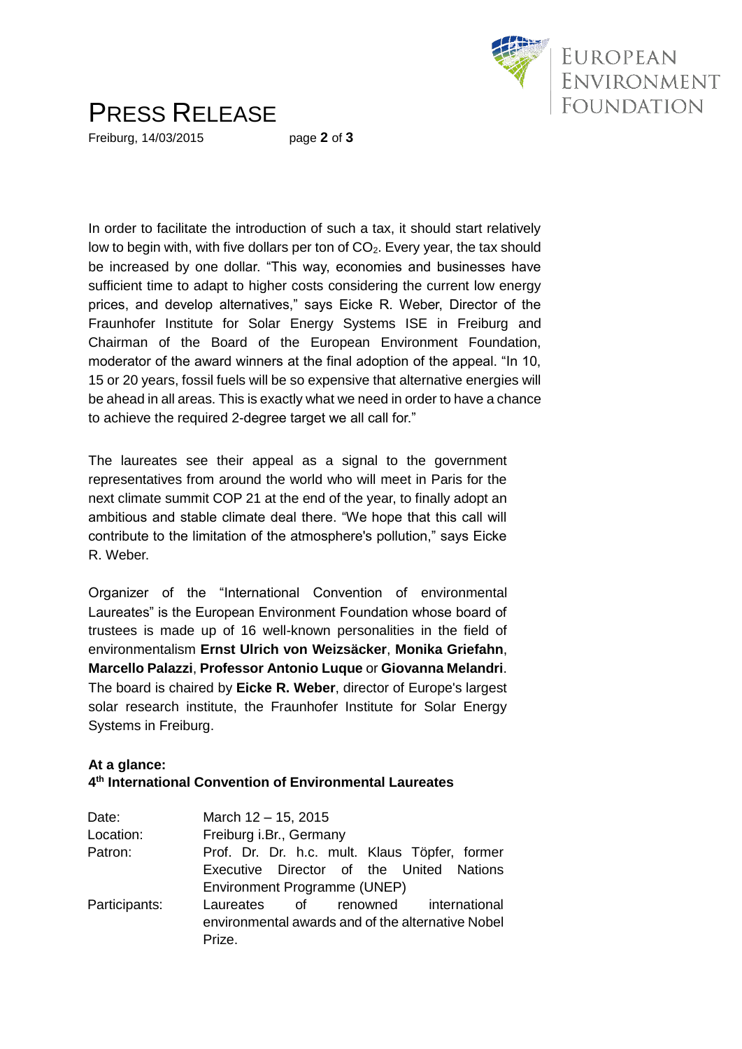In order to facilitate the introduction of such a tax, it should start relatively low to begin with, with five dollars per ton of $CO_2$. Every year, the tax should be increased by one dollar. “This way, economies and businesses have sufficient time to adapt to higher costs considering the current low energy prices, and develop alternatives,” says Eicke R. Weber, Director of the Fraunhofer Institute for Solar Energy Systems ISE in Freiburg and Chairman of the Board of the European Environment Foundation, moderator of the award winners at the final adoption of the appeal. “In 10, 15 or 20 years, fossil fuels will be so expensive that alternative energies will be ahead in all areas. This is exactly what we need in order to have a chance to achieve the required 2-degree target we all call for.”

The laureates see their appeal as a signal to the government representatives from around the world who will meet in Paris for the next climate summit COP 21 at the end of the year, to finally adopt an ambitious and stable climate deal there. “We hope that this call will contribute to the limitation of the atmosphere's pollution,” says Eicke R. Weber.

Organizer of the “International Convention of environmental Laureates” is the European Environment Foundation whose board of trustees is made up of 16 well-known personalities in the field of environmentalism **Ernst Ulrich von Weizsäcker**, **Monika Griefahn**, **Marcello Palazzi**, **Professor Antonio Luque** or **Giovanna Melandri**. The board is chaired by **Eicke R. Weber**, director of Europe's largest solar research institute, the Fraunhofer Institute for Solar Energy Systems in Freiburg.

**At a glance:**
**4th International Convention of Environmental Laureates**

| | |
|---|---|
| Date: | March 12 – 15, 2015 |
| Location: | Freiburg i.Br., Germany |
| Patron: | Prof. Dr. Dr. h.c. mult. Klaus Töpfer, former Executive Director of the United Nations Environment Programme (UNEP) |
| Participants: | Laureates of renowned international environmental awards and of the alternative Nobel Prize. |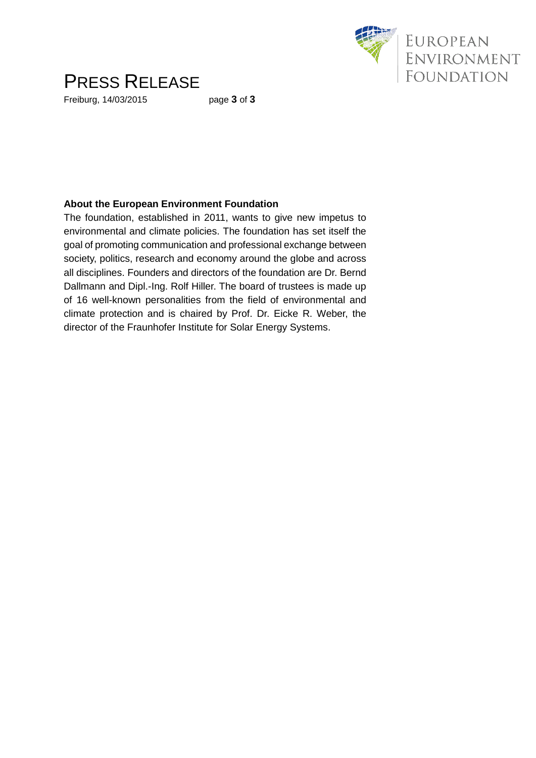**About the European Environment Foundation**

The foundation, established in 2011, wants to give new impetus to environmental and climate policies. The foundation has set itself the goal of promoting communication and professional exchange between society, politics, research and economy around the globe and across all disciplines. Founders and directors of the foundation are Dr. Bernd Dallmann and Dipl.-Ing. Rolf Hiller. The board of trustees is made up of 16 well-known personalities from the field of environmental and climate protection and is chaired by Prof. Dr. Eicke R. Weber, the director of the Fraunhofer Institute for Solar Energy Systems.